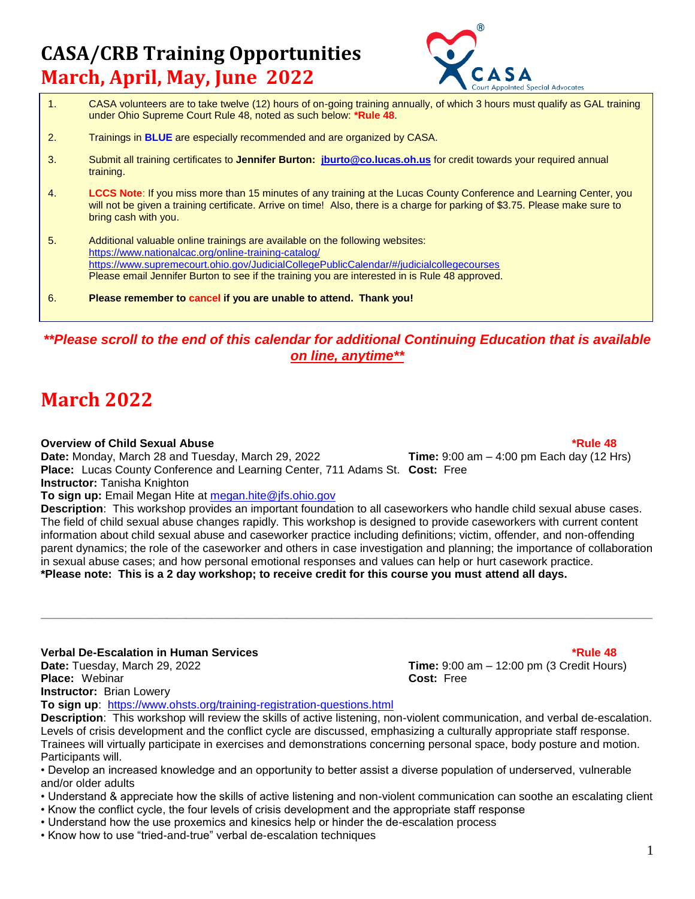# CASA/CRB Training Opportunities

## March, April, May, June 2022

1. CASA volunteers are to take twelve (12) hours of on-going training annually, of which 3 hours must qualify as GAL training under Ohio Supreme Court Rule 48, noted as such below: ***Rule 48**.

2. Trainings in **BLUE** are especially recommended and are organized by CASA.

3. Submit all training certificates to **Jennifer Burton: [jburto@co.lucas.oh.us](mailto:jburto@co.lucas.oh.us)** for credit towards your required annual training.

4. **LCCS Note**: If you miss more than 15 minutes of any training at the Lucas County Conference and Learning Center, you will not be given a training certificate. Arrive on time! Also, there is a charge for parking of $3.75. Please make sure to bring cash with you.

5. Additional valuable online trainings are available on the following websites:
   https://www.nationalcac.org/online-training-catalog/
   https://www.supremecourt.ohio.gov/JudicialCollegePublicCalendar/#/judicialcollegecourses
   Please email Jennifer Burton to see if the training you are interested in is Rule 48 approved.

6. **Please remember to cancel if you are unable to attend. Thank you!**

***\*\*Please scroll to the end of this calendar for additional Continuing Education that is available on line, anytime\*\****

# March 2022

**Overview of Child Sexual Abuse** ***Rule 48**

**Date:** Monday, March 28 and Tuesday, March 29, 2022
**Time:** 9:00 am – 4:00 pm Each day (12 Hrs)
**Place:** Lucas County Conference and Learning Center, 711 Adams St.
**Cost:** Free
**Instructor:** Tanisha Knighton
**To sign up:** Email Megan Hite at megan.hite@jfs.ohio.gov

**Description**: This workshop provides an important foundation to all caseworkers who handle child sexual abuse cases. The field of child sexual abuse changes rapidly. This workshop is designed to provide caseworkers with current content information about child sexual abuse and caseworker practice including definitions; victim, offender, and non-offending parent dynamics; the role of the caseworker and others in case investigation and planning; the importance of collaboration in sexual abuse cases; and how personal emotional responses and values can help or hurt casework practice.
***Please note: This is a 2 day workshop; to receive credit for this course you must attend all days.**

---

**Verbal De-Escalation in Human Services** ***Rule 48**

**Date:** Tuesday, March 29, 2022
**Time:** 9:00 am – 12:00 pm (3 Credit Hours)
**Place:** Webinar
**Cost:** Free
**Instructor:** Brian Lowery
**To sign up**: https://www.ohsts.org/training-registration-questions.html

**Description**: This workshop will review the skills of active listening, non-violent communication, and verbal de-escalation. Levels of crisis development and the conflict cycle are discussed, emphasizing a culturally appropriate staff response. Trainees will virtually participate in exercises and demonstrations concerning personal space, body posture and motion. Participants will.

- Develop an increased knowledge and an opportunity to better assist a diverse population of underserved, vulnerable and/or older adults
- Understand & appreciate how the skills of active listening and non-violent communication can soothe an escalating client
- Know the conflict cycle, the four levels of crisis development and the appropriate staff response
- Understand how the use proxemics and kinesics help or hinder the de-escalation process
- Know how to use "tried-and-true" verbal de-escalation techniques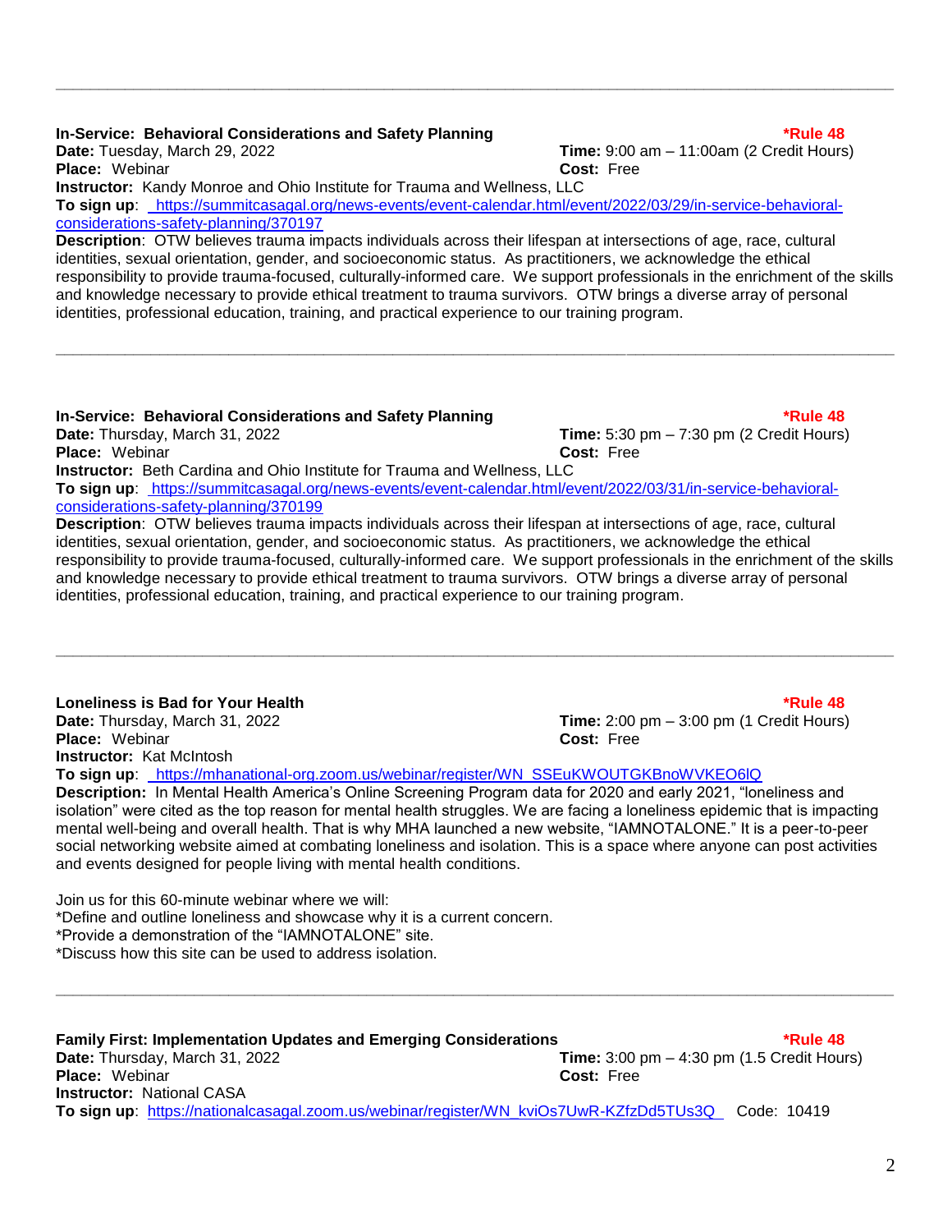---

**In-Service: Behavioral Considerations and Safety Planning** **\*Rule 48**

**Date:** Tuesday, March 29, 2022 **Time:** 9:00 am – 11:00am (2 Credit Hours)

**Place:** Webinar **Cost:** Free

**Instructor:** Kandy Monroe and Ohio Institute for Trauma and Wellness, LLC

**To sign up**: https://summitcasagal.org/news-events/event-calendar.html/event/2022/03/29/in-service-behavioral-considerations-safety-planning/370197

**Description**: OTW believes trauma impacts individuals across their lifespan at intersections of age, race, cultural identities, sexual orientation, gender, and socioeconomic status. As practitioners, we acknowledge the ethical responsibility to provide trauma-focused, culturally-informed care. We support professionals in the enrichment of the skills and knowledge necessary to provide ethical treatment to trauma survivors. OTW brings a diverse array of personal identities, professional education, training, and practical experience to our training program.

---

**In-Service: Behavioral Considerations and Safety Planning** **\*Rule 48**

**Date:** Thursday, March 31, 2022 **Time:** 5:30 pm – 7:30 pm (2 Credit Hours)

**Place:** Webinar **Cost:** Free

**Instructor:** Beth Cardina and Ohio Institute for Trauma and Wellness, LLC

**To sign up**: https://summitcasagal.org/news-events/event-calendar.html/event/2022/03/31/in-service-behavioral-considerations-safety-planning/370199

**Description**: OTW believes trauma impacts individuals across their lifespan at intersections of age, race, cultural identities, sexual orientation, gender, and socioeconomic status. As practitioners, we acknowledge the ethical responsibility to provide trauma-focused, culturally-informed care. We support professionals in the enrichment of the skills and knowledge necessary to provide ethical treatment to trauma survivors. OTW brings a diverse array of personal identities, professional education, training, and practical experience to our training program.

---

**Loneliness is Bad for Your Health** **\*Rule 48**

**Date:** Thursday, March 31, 2022 **Time:** 2:00 pm – 3:00 pm (1 Credit Hours)

**Place:** Webinar **Cost:** Free

**Instructor:** Kat McIntosh

**To sign up**: https://mhanational-org.zoom.us/webinar/register/WN_SSEuKWOUTGKBnoWVKEO6lQ

**Description:** In Mental Health America's Online Screening Program data for 2020 and early 2021, "loneliness and isolation" were cited as the top reason for mental health struggles. We are facing a loneliness epidemic that is impacting mental well-being and overall health. That is why MHA launched a new website, "IAMNOTALONE." It is a peer-to-peer social networking website aimed at combating loneliness and isolation. This is a space where anyone can post activities and events designed for people living with mental health conditions.

Join us for this 60-minute webinar where we will:
*Define and outline loneliness and showcase why it is a current concern.
*Provide a demonstration of the "IAMNOTALONE" site.
*Discuss how this site can be used to address isolation.

---

**Family First: Implementation Updates and Emerging Considerations** **\*Rule 48**

**Date:** Thursday, March 31, 2022 **Time:** 3:00 pm – 4:30 pm (1.5 Credit Hours)

**Place:** Webinar **Cost:** Free

**Instructor:** National CASA

**To sign up**: https://nationalcasagal.zoom.us/webinar/register/WN_kviOs7UwR-KZfzDd5TUs3Q Code: 10419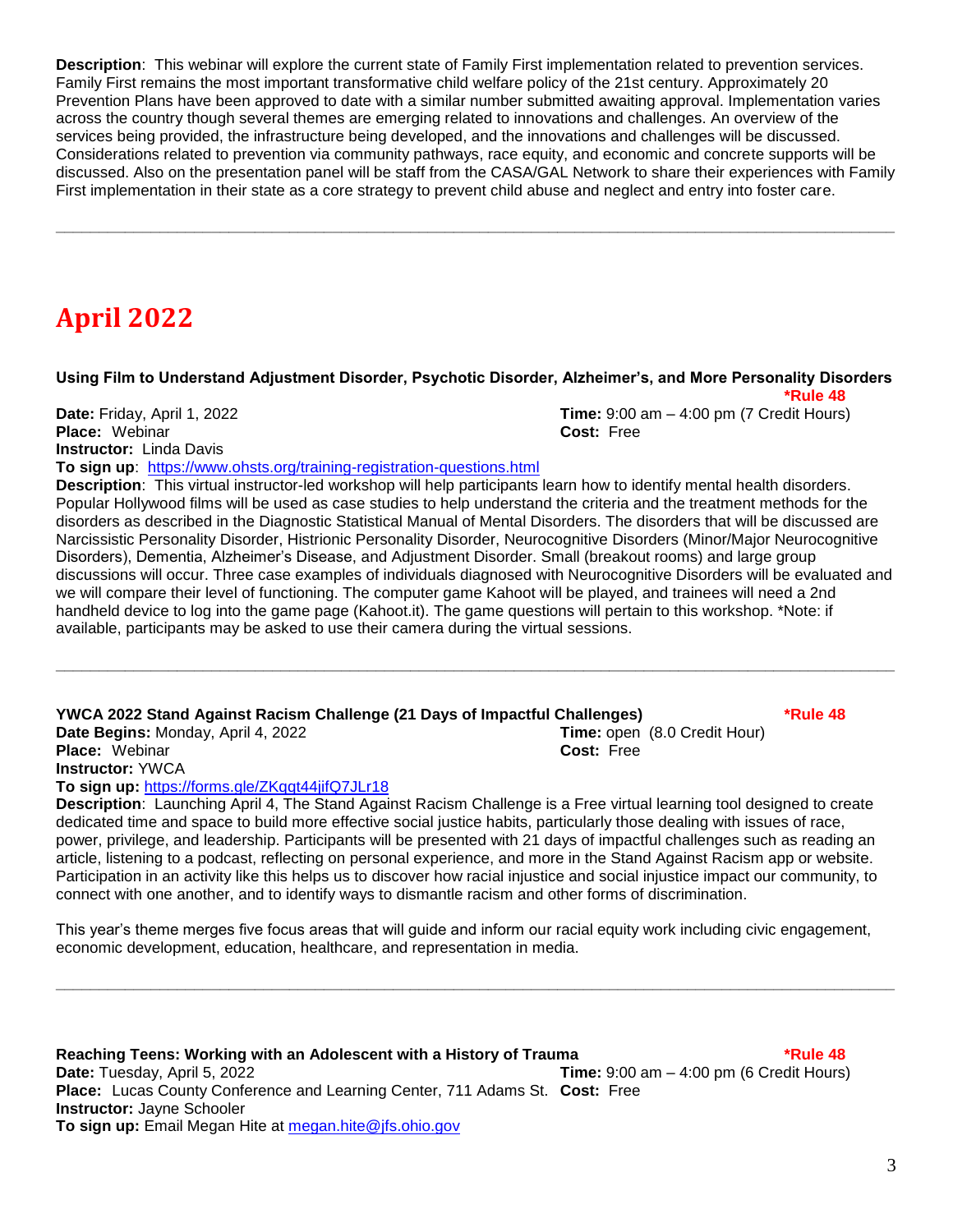**Description**: This webinar will explore the current state of Family First implementation related to prevention services. Family First remains the most important transformative child welfare policy of the 21st century. Approximately 20 Prevention Plans have been approved to date with a similar number submitted awaiting approval. Implementation varies across the country though several themes are emerging related to innovations and challenges. An overview of the services being provided, the infrastructure being developed, and the innovations and challenges will be discussed. Considerations related to prevention via community pathways, race equity, and economic and concrete supports will be discussed. Also on the presentation panel will be staff from the CASA/GAL Network to share their experiences with Family First implementation in their state as a core strategy to prevent child abuse and neglect and entry into foster care.

---

# April 2022

**Using Film to Understand Adjustment Disorder, Psychotic Disorder, Alzheimer's, and More Personality Disorders** ***Rule 48**

**Date:** Friday, April 1, 2022
**Time:** 9:00 am – 4:00 pm (7 Credit Hours)
**Place:** Webinar
**Cost:** Free
**Instructor:** Linda Davis
**To sign up**: https://www.ohsts.org/training-registration-questions.html
**Description**: This virtual instructor-led workshop will help participants learn how to identify mental health disorders. Popular Hollywood films will be used as case studies to help understand the criteria and the treatment methods for the disorders as described in the Diagnostic Statistical Manual of Mental Disorders. The disorders that will be discussed are Narcissistic Personality Disorder, Histrionic Personality Disorder, Neurocognitive Disorders (Minor/Major Neurocognitive Disorders), Dementia, Alzheimer's Disease, and Adjustment Disorder. Small (breakout rooms) and large group discussions will occur. Three case examples of individuals diagnosed with Neurocognitive Disorders will be evaluated and we will compare their level of functioning. The computer game Kahoot will be played, and trainees will need a 2nd handheld device to log into the game page (Kahoot.it). The game questions will pertain to this workshop. *Note: if available, participants may be asked to use their camera during the virtual sessions.

---

**YWCA 2022 Stand Against Racism Challenge (21 Days of Impactful Challenges)** ***Rule 48**

**Date Begins:** Monday, April 4, 2022
**Time:** open (8.0 Credit Hour)
**Place:** Webinar
**Cost:** Free
**Instructor:** YWCA
**To sign up:** https://forms.gle/ZKqqt44jifQ7JLr18
**Description**: Launching April 4, The Stand Against Racism Challenge is a Free virtual learning tool designed to create dedicated time and space to build more effective social justice habits, particularly those dealing with issues of race, power, privilege, and leadership. Participants will be presented with 21 days of impactful challenges such as reading an article, listening to a podcast, reflecting on personal experience, and more in the Stand Against Racism app or website. Participation in an activity like this helps us to discover how racial injustice and social injustice impact our community, to connect with one another, and to identify ways to dismantle racism and other forms of discrimination.

This year's theme merges five focus areas that will guide and inform our racial equity work including civic engagement, economic development, education, healthcare, and representation in media.

---

**Reaching Teens: Working with an Adolescent with a History of Trauma** ***Rule 48**

**Date:** Tuesday, April 5, 2022
**Time:** 9:00 am – 4:00 pm (6 Credit Hours)
**Place:** Lucas County Conference and Learning Center, 711 Adams St.
**Cost:** Free
**Instructor:** Jayne Schooler
**To sign up:** Email Megan Hite at megan.hite@jfs.ohio.gov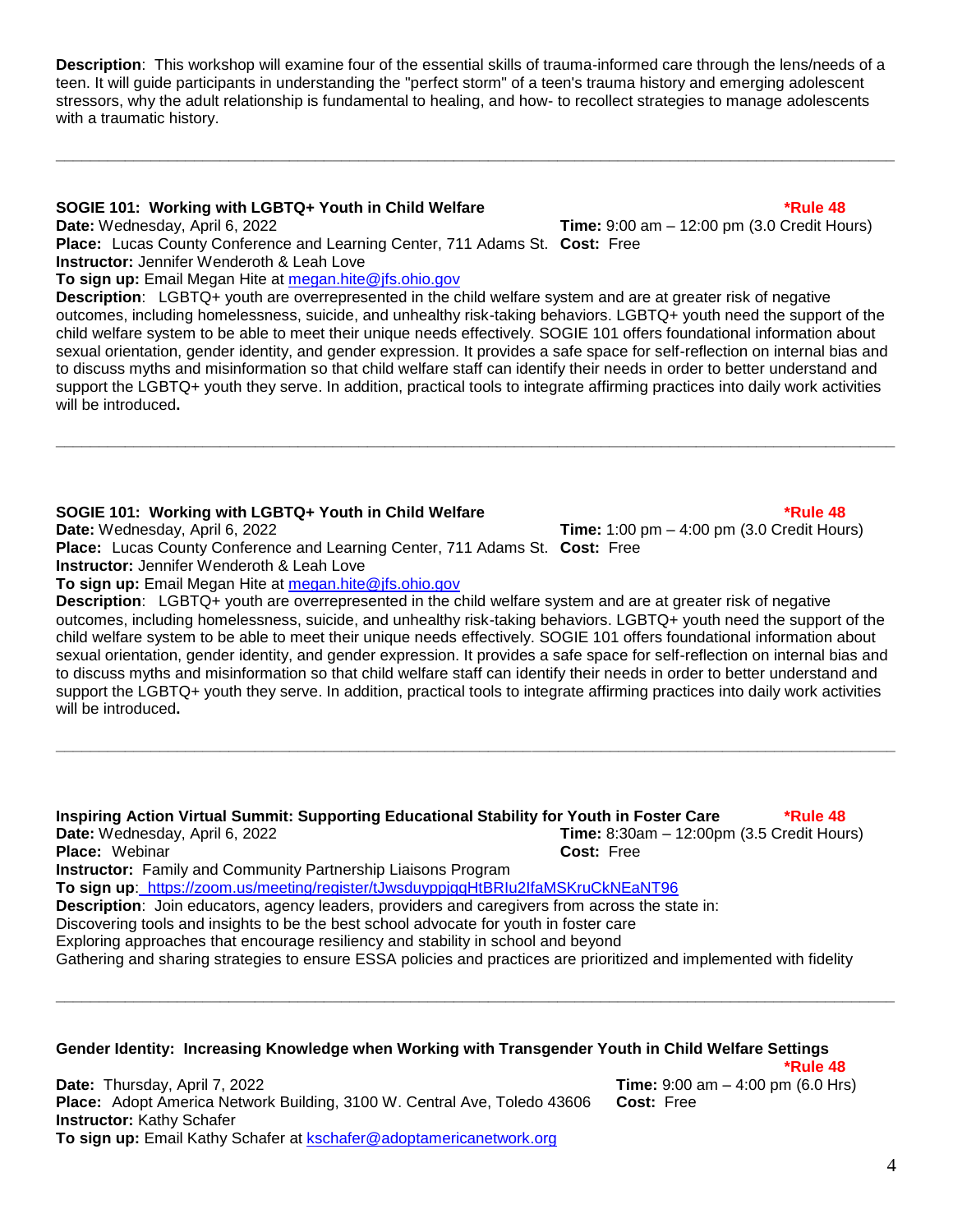**Description**: This workshop will examine four of the essential skills of trauma-informed care through the lens/needs of a teen. It will guide participants in understanding the "perfect storm" of a teen's trauma history and emerging adolescent stressors, why the adult relationship is fundamental to healing, and how- to recollect strategies to manage adolescents with a traumatic history.

---

**SOGIE 101: Working with LGBTQ+ Youth in Child Welfare** **\*Rule 48**

**Date:** Wednesday, April 6, 2022 **Time:** 9:00 am – 12:00 pm (3.0 Credit Hours)

**Place:** Lucas County Conference and Learning Center, 711 Adams St. **Cost:** Free

**Instructor:** Jennifer Wenderoth & Leah Love

**To sign up:** Email Megan Hite at megan.hite@jfs.ohio.gov

**Description**: LGBTQ+ youth are overrepresented in the child welfare system and are at greater risk of negative outcomes, including homelessness, suicide, and unhealthy risk-taking behaviors. LGBTQ+ youth need the support of the child welfare system to be able to meet their unique needs effectively. SOGIE 101 offers foundational information about sexual orientation, gender identity, and gender expression. It provides a safe space for self-reflection on internal bias and to discuss myths and misinformation so that child welfare staff can identify their needs in order to better understand and support the LGBTQ+ youth they serve. In addition, practical tools to integrate affirming practices into daily work activities will be introduced.

---

**SOGIE 101: Working with LGBTQ+ Youth in Child Welfare** **\*Rule 48**

**Date:** Wednesday, April 6, 2022 **Time:** 1:00 pm – 4:00 pm (3.0 Credit Hours)

**Place:** Lucas County Conference and Learning Center, 711 Adams St. **Cost:** Free

**Instructor:** Jennifer Wenderoth & Leah Love

**To sign up:** Email Megan Hite at megan.hite@jfs.ohio.gov

**Description**: LGBTQ+ youth are overrepresented in the child welfare system and are at greater risk of negative outcomes, including homelessness, suicide, and unhealthy risk-taking behaviors. LGBTQ+ youth need the support of the child welfare system to be able to meet their unique needs effectively. SOGIE 101 offers foundational information about sexual orientation, gender identity, and gender expression. It provides a safe space for self-reflection on internal bias and to discuss myths and misinformation so that child welfare staff can identify their needs in order to better understand and support the LGBTQ+ youth they serve. In addition, practical tools to integrate affirming practices into daily work activities will be introduced.

---

**Inspiring Action Virtual Summit: Supporting Educational Stability for Youth in Foster Care** **\*Rule 48**

**Date:** Wednesday, April 6, 2022 **Time:** 8:30am – 12:00pm (3.5 Credit Hours)

**Place:** Webinar **Cost:** Free

**Instructor:** Family and Community Partnership Liaisons Program

**To sign up**: https://zoom.us/meeting/register/tJwsduyppjqqHtBRIu2IfaMSKruCkNEaNT96

**Description**: Join educators, agency leaders, providers and caregivers from across the state in:
Discovering tools and insights to be the best school advocate for youth in foster care
Exploring approaches that encourage resiliency and stability in school and beyond
Gathering and sharing strategies to ensure ESSA policies and practices are prioritized and implemented with fidelity

---

**Gender Identity: Increasing Knowledge when Working with Transgender Youth in Child Welfare Settings** **\*Rule 48**

**Date:** Thursday, April 7, 2022 **Time:** 9:00 am – 4:00 pm (6.0 Hrs)

**Place:** Adopt America Network Building, 3100 W. Central Ave, Toledo 43606 **Cost:** Free

**Instructor:** Kathy Schafer

**To sign up:** Email Kathy Schafer at kschafer@adoptamericanetwork.org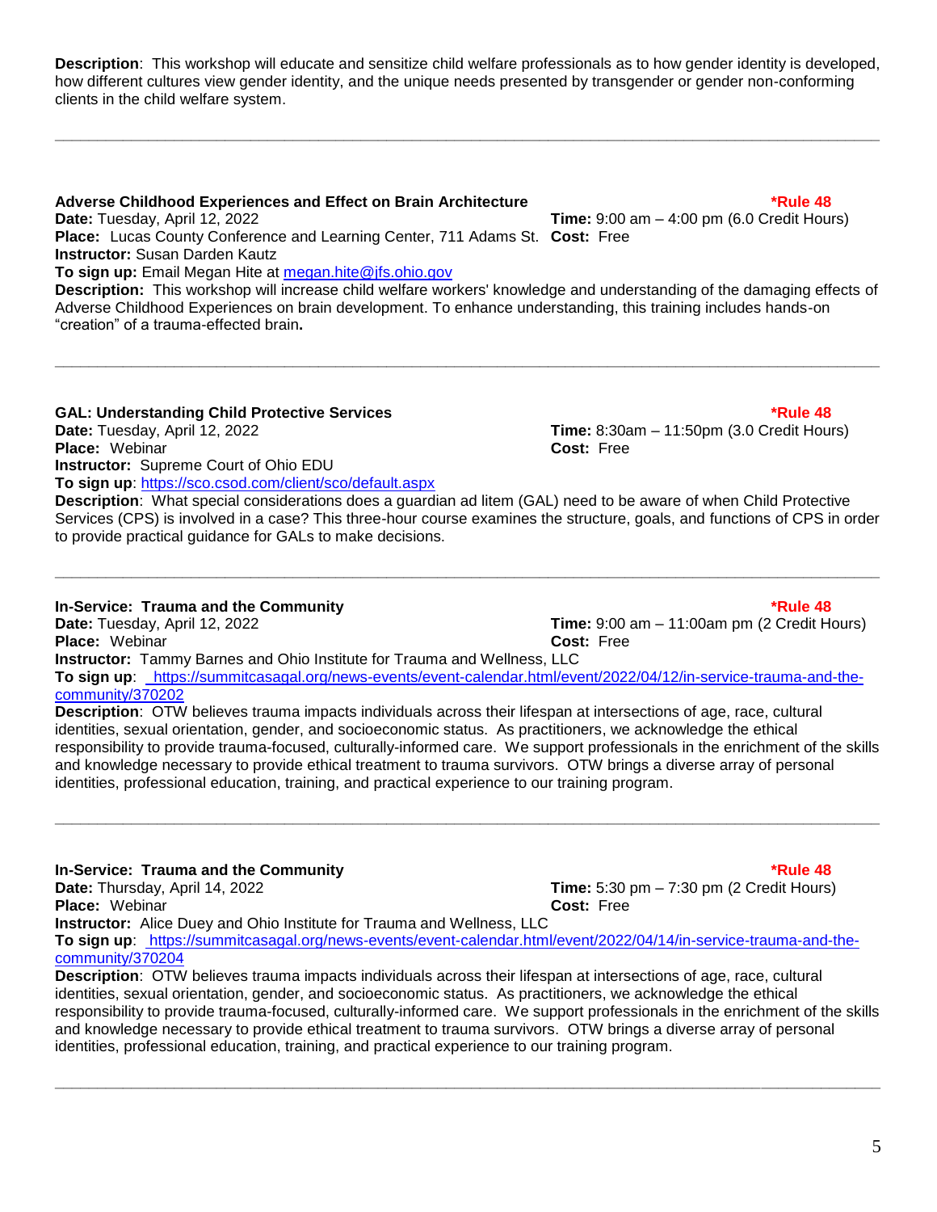**Description**: This workshop will educate and sensitize child welfare professionals as to how gender identity is developed, how different cultures view gender identity, and the unique needs presented by transgender or gender non-conforming clients in the child welfare system.

---

**Adverse Childhood Experiences and Effect on Brain Architecture** **\*Rule 48**

**Date:** Tuesday, April 12, 2022
**Time:** 9:00 am – 4:00 pm (6.0 Credit Hours)
**Place:** Lucas County Conference and Learning Center, 711 Adams St.
**Cost:** Free
**Instructor:** Susan Darden Kautz
**To sign up:** Email Megan Hite at megan.hite@jfs.ohio.gov
**Description:** This workshop will increase child welfare workers' knowledge and understanding of the damaging effects of Adverse Childhood Experiences on brain development. To enhance understanding, this training includes hands-on "creation" of a trauma-effected brain**.**

---

**GAL: Understanding Child Protective Services** **\*Rule 48**

**Date:** Tuesday, April 12, 2022
**Time:** 8:30am – 11:50pm (3.0 Credit Hours)
**Place:** Webinar
**Cost:** Free
**Instructor:** Supreme Court of Ohio EDU
**To sign up**: https://sco.csod.com/client/sco/default.aspx
**Description**: What special considerations does a guardian ad litem (GAL) need to be aware of when Child Protective Services (CPS) is involved in a case? This three-hour course examines the structure, goals, and functions of CPS in order to provide practical guidance for GALs to make decisions.

---

**In-Service: Trauma and the Community** **\*Rule 48**

**Date:** Tuesday, April 12, 2022
**Time:** 9:00 am – 11:00am pm (2 Credit Hours)
**Place:** Webinar
**Cost:** Free
**Instructor:** Tammy Barnes and Ohio Institute for Trauma and Wellness, LLC
**To sign up**: https://summitcasagal.org/news-events/event-calendar.html/event/2022/04/12/in-service-trauma-and-the-community/370202
**Description**: OTW believes trauma impacts individuals across their lifespan at intersections of age, race, cultural identities, sexual orientation, gender, and socioeconomic status. As practitioners, we acknowledge the ethical responsibility to provide trauma-focused, culturally-informed care. We support professionals in the enrichment of the skills and knowledge necessary to provide ethical treatment to trauma survivors. OTW brings a diverse array of personal identities, professional education, training, and practical experience to our training program.

---

**In-Service: Trauma and the Community** **\*Rule 48**

**Date:** Thursday, April 14, 2022
**Time:** 5:30 pm – 7:30 pm (2 Credit Hours)
**Place:** Webinar
**Cost:** Free
**Instructor:** Alice Duey and Ohio Institute for Trauma and Wellness, LLC
**To sign up**: https://summitcasagal.org/news-events/event-calendar.html/event/2022/04/14/in-service-trauma-and-the-community/370204
**Description**: OTW believes trauma impacts individuals across their lifespan at intersections of age, race, cultural identities, sexual orientation, gender, and socioeconomic status. As practitioners, we acknowledge the ethical responsibility to provide trauma-focused, culturally-informed care. We support professionals in the enrichment of the skills and knowledge necessary to provide ethical treatment to trauma survivors. OTW brings a diverse array of personal identities, professional education, training, and practical experience to our training program.

---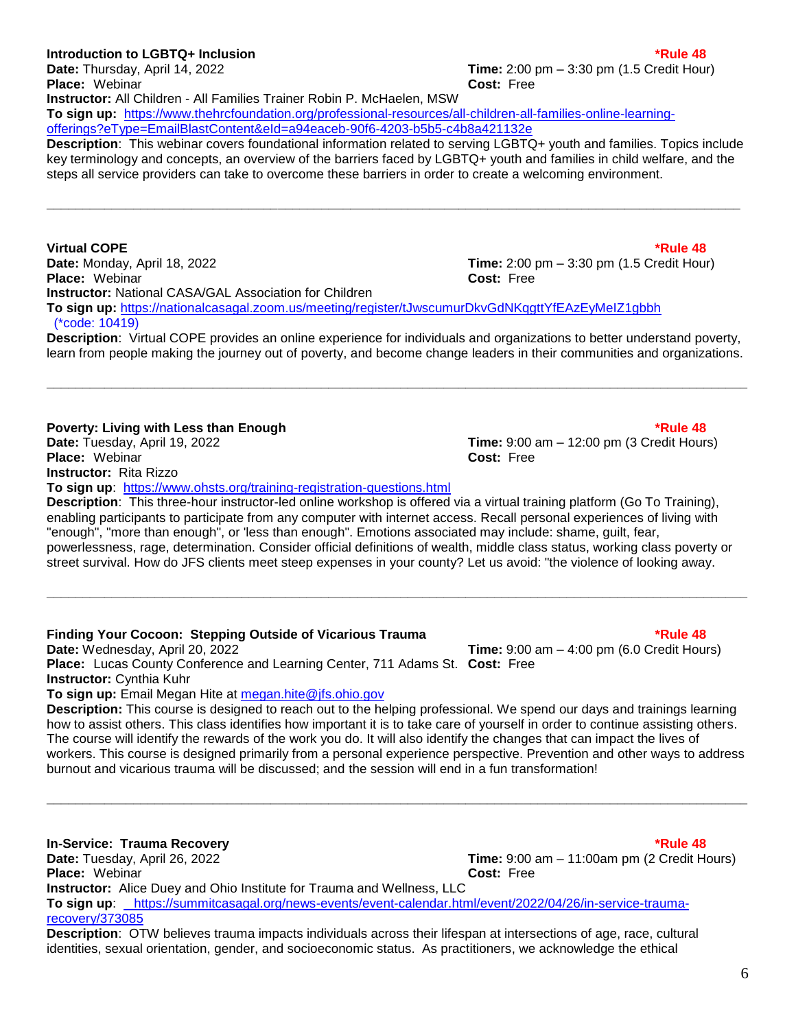**Introduction to LGBTQ+ Inclusion** **\*Rule 48**

**Date:** Thursday, April 14, 2022
**Time:** 2:00 pm – 3:30 pm (1.5 Credit Hour)
**Place:** Webinar
**Cost:** Free
**Instructor:** All Children - All Families Trainer Robin P. McHaelen, MSW
**To sign up:** https://www.thehrcfoundation.org/professional-resources/all-children-all-families-online-learning-offerings?eType=EmailBlastContent&eId=a94eaceb-90f6-4203-b5b5-c4b8a421132e
**Description**: This webinar covers foundational information related to serving LGBTQ+ youth and families. Topics include key terminology and concepts, an overview of the barriers faced by LGBTQ+ youth and families in child welfare, and the steps all service providers can take to overcome these barriers in order to create a welcoming environment.

---

**Virtual COPE** **\*Rule 48**

**Date:** Monday, April 18, 2022
**Time:** 2:00 pm – 3:30 pm (1.5 Credit Hour)
**Place:** Webinar
**Cost:** Free
**Instructor:** National CASA/GAL Association for Children
**To sign up:** https://nationalcasagal.zoom.us/meeting/register/tJwscumurDkvGdNKqgttYfEAzEyMeIZ1gbbh (\*code: 10419)
**Description**: Virtual COPE provides an online experience for individuals and organizations to better understand poverty, learn from people making the journey out of poverty, and become change leaders in their communities and organizations.

---

**Poverty: Living with Less than Enough** **\*Rule 48**

**Date:** Tuesday, April 19, 2022
**Time:** 9:00 am – 12:00 pm (3 Credit Hours)
**Place:** Webinar
**Cost:** Free
**Instructor:** Rita Rizzo
**To sign up**: https://www.ohsts.org/training-registration-questions.html
**Description**: This three-hour instructor-led online workshop is offered via a virtual training platform (Go To Training), enabling participants to participate from any computer with internet access. Recall personal experiences of living with "enough", "more than enough", or 'less than enough". Emotions associated may include: shame, guilt, fear, powerlessness, rage, determination. Consider official definitions of wealth, middle class status, working class poverty or street survival. How do JFS clients meet steep expenses in your county? Let us avoid: "the violence of looking away.

---

**Finding Your Cocoon: Stepping Outside of Vicarious Trauma** **\*Rule 48**

**Date:** Wednesday, April 20, 2022
**Time:** 9:00 am – 4:00 pm (6.0 Credit Hours)
**Place:** Lucas County Conference and Learning Center, 711 Adams St.
**Cost:** Free
**Instructor:** Cynthia Kuhr
**To sign up:** Email Megan Hite at megan.hite@jfs.ohio.gov
**Description:** This course is designed to reach out to the helping professional. We spend our days and trainings learning how to assist others. This class identifies how important it is to take care of yourself in order to continue assisting others. The course will identify the rewards of the work you do. It will also identify the changes that can impact the lives of workers. This course is designed primarily from a personal experience perspective. Prevention and other ways to address burnout and vicarious trauma will be discussed; and the session will end in a fun transformation!

---

**In-Service: Trauma Recovery** **\*Rule 48**

**Date:** Tuesday, April 26, 2022
**Time:** 9:00 am – 11:00am pm (2 Credit Hours)
**Place:** Webinar
**Cost:** Free
**Instructor:** Alice Duey and Ohio Institute for Trauma and Wellness, LLC
**To sign up**: https://summitcasagal.org/news-events/event-calendar.html/event/2022/04/26/in-service-trauma-recovery/373085
**Description**: OTW believes trauma impacts individuals across their lifespan at intersections of age, race, cultural identities, sexual orientation, gender, and socioeconomic status. As practitioners, we acknowledge the ethical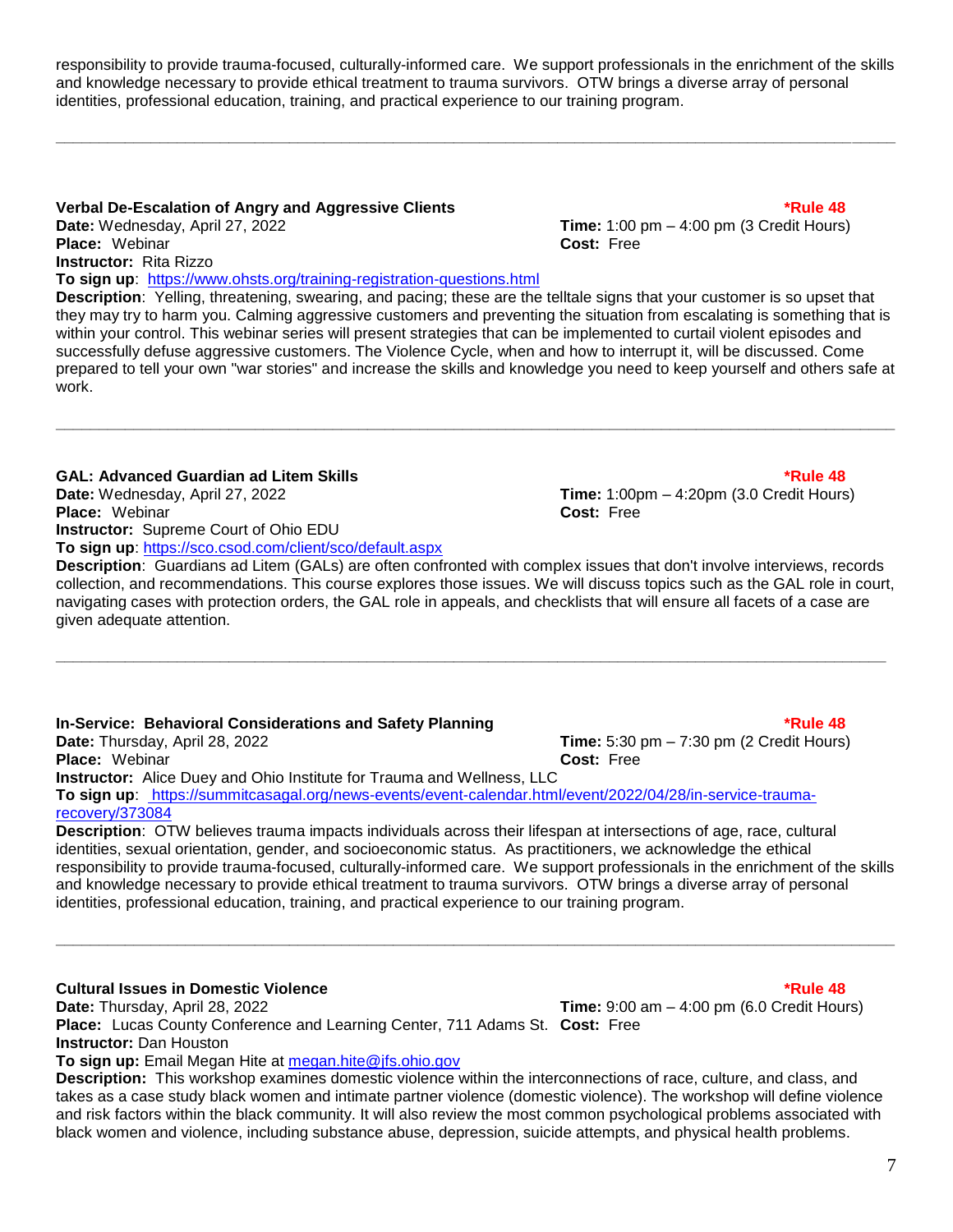responsibility to provide trauma-focused, culturally-informed care. We support professionals in the enrichment of the skills and knowledge necessary to provide ethical treatment to trauma survivors. OTW brings a diverse array of personal identities, professional education, training, and practical experience to our training program.

---

**Verbal De-Escalation of Angry and Aggressive Clients** **\*Rule 48**

**Date:** Wednesday, April 27, 2022
**Time:** 1:00 pm – 4:00 pm (3 Credit Hours)
**Place:** Webinar
**Cost:** Free
**Instructor:** Rita Rizzo
**To sign up**: https://www.ohsts.org/training-registration-questions.html
**Description**: Yelling, threatening, swearing, and pacing; these are the telltale signs that your customer is so upset that they may try to harm you. Calming aggressive customers and preventing the situation from escalating is something that is within your control. This webinar series will present strategies that can be implemented to curtail violent episodes and successfully defuse aggressive customers. The Violence Cycle, when and how to interrupt it, will be discussed. Come prepared to tell your own "war stories" and increase the skills and knowledge you need to keep yourself and others safe at work.

---

**GAL: Advanced Guardian ad Litem Skills** **\*Rule 48**

**Date:** Wednesday, April 27, 2022
**Time:** 1:00pm – 4:20pm (3.0 Credit Hours)
**Place:** Webinar
**Cost:** Free
**Instructor:** Supreme Court of Ohio EDU
**To sign up**: https://sco.csod.com/client/sco/default.aspx
**Description**: Guardians ad Litem (GALs) are often confronted with complex issues that don't involve interviews, records collection, and recommendations. This course explores those issues. We will discuss topics such as the GAL role in court, navigating cases with protection orders, the GAL role in appeals, and checklists that will ensure all facets of a case are given adequate attention.

---

**In-Service: Behavioral Considerations and Safety Planning** **\*Rule 48**

**Date:** Thursday, April 28, 2022
**Time:** 5:30 pm – 7:30 pm (2 Credit Hours)
**Place:** Webinar
**Cost:** Free
**Instructor:** Alice Duey and Ohio Institute for Trauma and Wellness, LLC
**To sign up**: https://summitcasagal.org/news-events/event-calendar.html/event/2022/04/28/in-service-trauma-recovery/373084
**Description**: OTW believes trauma impacts individuals across their lifespan at intersections of age, race, cultural identities, sexual orientation, gender, and socioeconomic status. As practitioners, we acknowledge the ethical responsibility to provide trauma-focused, culturally-informed care. We support professionals in the enrichment of the skills and knowledge necessary to provide ethical treatment to trauma survivors. OTW brings a diverse array of personal identities, professional education, training, and practical experience to our training program.

---

**Cultural Issues in Domestic Violence** **\*Rule 48**

**Date:** Thursday, April 28, 2022
**Time:** 9:00 am – 4:00 pm (6.0 Credit Hours)
**Place:** Lucas County Conference and Learning Center, 711 Adams St.
**Cost:** Free
**Instructor:** Dan Houston
**To sign up:** Email Megan Hite at megan.hite@jfs.ohio.gov
**Description:** This workshop examines domestic violence within the interconnections of race, culture, and class, and takes as a case study black women and intimate partner violence (domestic violence). The workshop will define violence and risk factors within the black community. It will also review the most common psychological problems associated with black women and violence, including substance abuse, depression, suicide attempts, and physical health problems.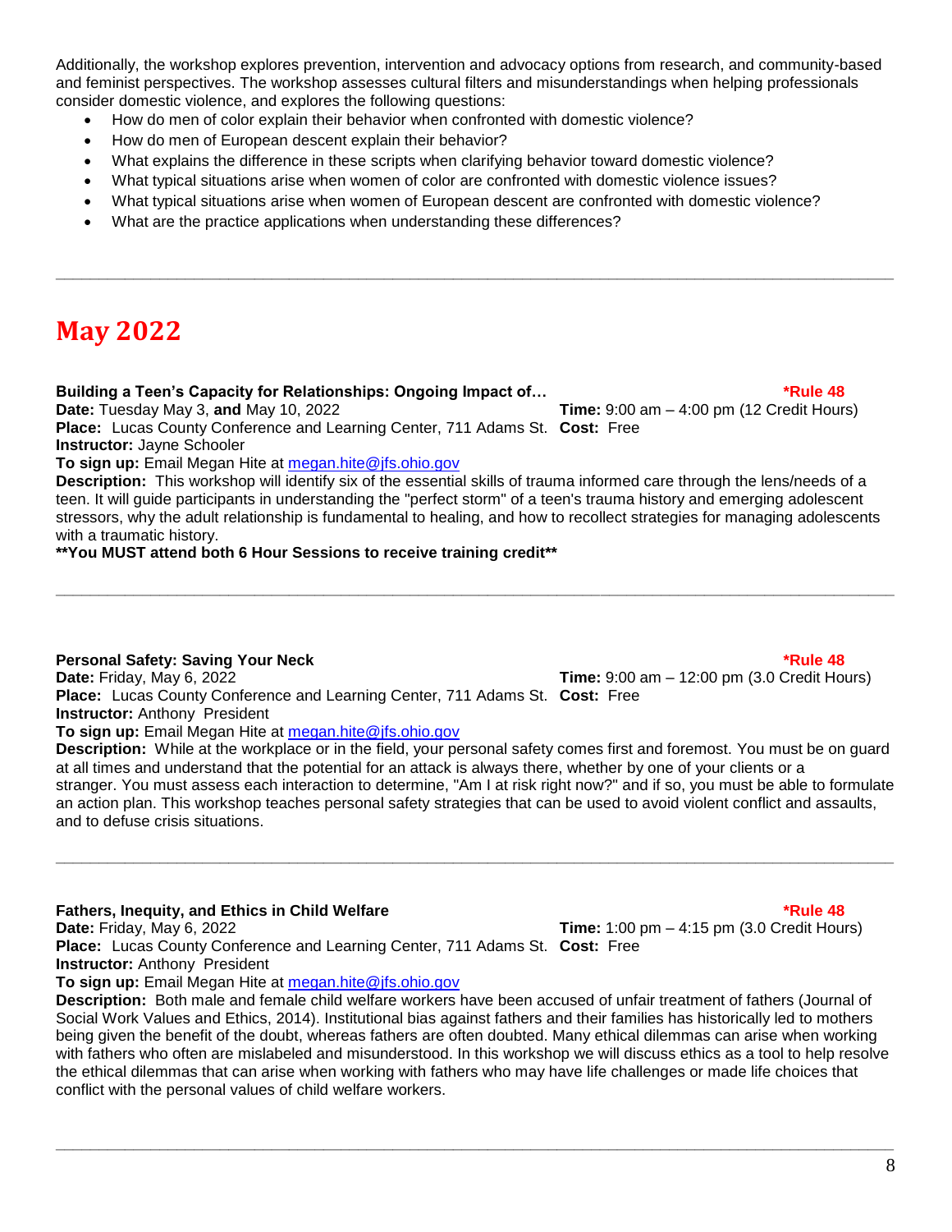Additionally, the workshop explores prevention, intervention and advocacy options from research, and community-based and feminist perspectives. The workshop assesses cultural filters and misunderstandings when helping professionals consider domestic violence, and explores the following questions:

- How do men of color explain their behavior when confronted with domestic violence?
- How do men of European descent explain their behavior?
- What explains the difference in these scripts when clarifying behavior toward domestic violence?
- What typical situations arise when women of color are confronted with domestic violence issues?
- What typical situations arise when women of European descent are confronted with domestic violence?
- What are the practice applications when understanding these differences?

---

# May 2022

**Building a Teen's Capacity for Relationships: Ongoing Impact of…** **\*Rule 48**
**Date:** Tuesday May 3, **and** May 10, 2022 **Time:** 9:00 am – 4:00 pm (12 Credit Hours)
**Place:** Lucas County Conference and Learning Center, 711 Adams St. **Cost:** Free
**Instructor:** Jayne Schooler
**To sign up:** Email Megan Hite at [megan.hite@jfs.ohio.gov](mailto:megan.hite@jfs.ohio.gov)
**Description:** This workshop will identify six of the essential skills of trauma informed care through the lens/needs of a teen. It will guide participants in understanding the "perfect storm" of a teen's trauma history and emerging adolescent stressors, why the adult relationship is fundamental to healing, and how to recollect strategies for managing adolescents with a traumatic history.
**\*\*You MUST attend both 6 Hour Sessions to receive training credit\*\***

---

**Personal Safety: Saving Your Neck** **\*Rule 48**
**Date:** Friday, May 6, 2022 **Time:** 9:00 am – 12:00 pm (3.0 Credit Hours)
**Place:** Lucas County Conference and Learning Center, 711 Adams St. **Cost:** Free
**Instructor:** Anthony President
**To sign up:** Email Megan Hite at [megan.hite@jfs.ohio.gov](mailto:megan.hite@jfs.ohio.gov)
**Description:** While at the workplace or in the field, your personal safety comes first and foremost. You must be on guard at all times and understand that the potential for an attack is always there, whether by one of your clients or a stranger. You must assess each interaction to determine, "Am I at risk right now?" and if so, you must be able to formulate an action plan. This workshop teaches personal safety strategies that can be used to avoid violent conflict and assaults, and to defuse crisis situations.

---

**Fathers, Inequity, and Ethics in Child Welfare** **\*Rule 48**
**Date:** Friday, May 6, 2022 **Time:** 1:00 pm – 4:15 pm (3.0 Credit Hours)
**Place:** Lucas County Conference and Learning Center, 711 Adams St. **Cost:** Free
**Instructor:** Anthony President
**To sign up:** Email Megan Hite at [megan.hite@jfs.ohio.gov](mailto:megan.hite@jfs.ohio.gov)
**Description:** Both male and female child welfare workers have been accused of unfair treatment of fathers (Journal of Social Work Values and Ethics, 2014). Institutional bias against fathers and their families has historically led to mothers being given the benefit of the doubt, whereas fathers are often doubted. Many ethical dilemmas can arise when working with fathers who often are mislabeled and misunderstood. In this workshop we will discuss ethics as a tool to help resolve the ethical dilemmas that can arise when working with fathers who may have life challenges or made life choices that conflict with the personal values of child welfare workers.

---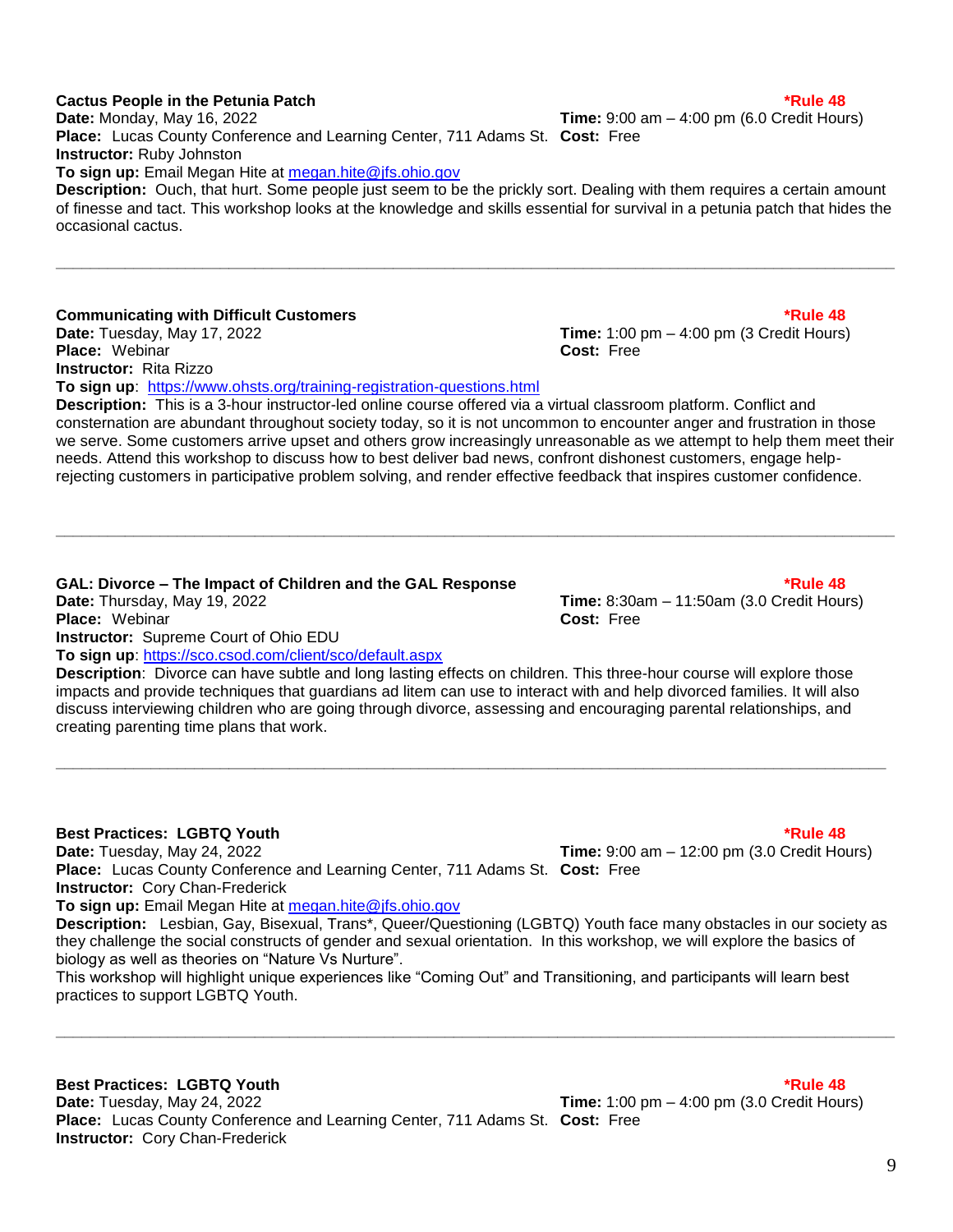**Cactus People in the Petunia Patch** **\*Rule 48**

**Date:** Monday, May 16, 2022 **Time:** 9:00 am – 4:00 pm (6.0 Credit Hours)
**Place:** Lucas County Conference and Learning Center, 711 Adams St. **Cost:** Free
**Instructor:** Ruby Johnston
**To sign up:** Email Megan Hite at megan.hite@jfs.ohio.gov
**Description:** Ouch, that hurt. Some people just seem to be the prickly sort. Dealing with them requires a certain amount of finesse and tact. This workshop looks at the knowledge and skills essential for survival in a petunia patch that hides the occasional cactus.

---

**Communicating with Difficult Customers** **\*Rule 48**

**Date:** Tuesday, May 17, 2022 **Time:** 1:00 pm – 4:00 pm (3 Credit Hours)
**Place:** Webinar **Cost:** Free
**Instructor:** Rita Rizzo
**To sign up**: https://www.ohsts.org/training-registration-questions.html
**Description:** This is a 3-hour instructor-led online course offered via a virtual classroom platform. Conflict and consternation are abundant throughout society today, so it is not uncommon to encounter anger and frustration in those we serve. Some customers arrive upset and others grow increasingly unreasonable as we attempt to help them meet their needs. Attend this workshop to discuss how to best deliver bad news, confront dishonest customers, engage help-rejecting customers in participative problem solving, and render effective feedback that inspires customer confidence.

---

**GAL: Divorce – The Impact of Children and the GAL Response** **\*Rule 48**

**Date:** Thursday, May 19, 2022 **Time:** 8:30am – 11:50am (3.0 Credit Hours)
**Place:** Webinar **Cost:** Free
**Instructor:** Supreme Court of Ohio EDU
**To sign up**: https://sco.csod.com/client/sco/default.aspx
**Description**: Divorce can have subtle and long lasting effects on children. This three-hour course will explore those impacts and provide techniques that guardians ad litem can use to interact with and help divorced families. It will also discuss interviewing children who are going through divorce, assessing and encouraging parental relationships, and creating parenting time plans that work.

---

**Best Practices: LGBTQ Youth** **\*Rule 48**

**Date:** Tuesday, May 24, 2022 **Time:** 9:00 am – 12:00 pm (3.0 Credit Hours)
**Place:** Lucas County Conference and Learning Center, 711 Adams St. **Cost:** Free
**Instructor:** Cory Chan-Frederick
**To sign up:** Email Megan Hite at megan.hite@jfs.ohio.gov
**Description:** Lesbian, Gay, Bisexual, Trans*, Queer/Questioning (LGBTQ) Youth face many obstacles in our society as they challenge the social constructs of gender and sexual orientation. In this workshop, we will explore the basics of biology as well as theories on "Nature Vs Nurture".
This workshop will highlight unique experiences like "Coming Out" and Transitioning, and participants will learn best practices to support LGBTQ Youth.

---

**Best Practices: LGBTQ Youth** **\*Rule 48**

**Date:** Tuesday, May 24, 2022 **Time:** 1:00 pm – 4:00 pm (3.0 Credit Hours)
**Place:** Lucas County Conference and Learning Center, 711 Adams St. **Cost:** Free
**Instructor:** Cory Chan-Frederick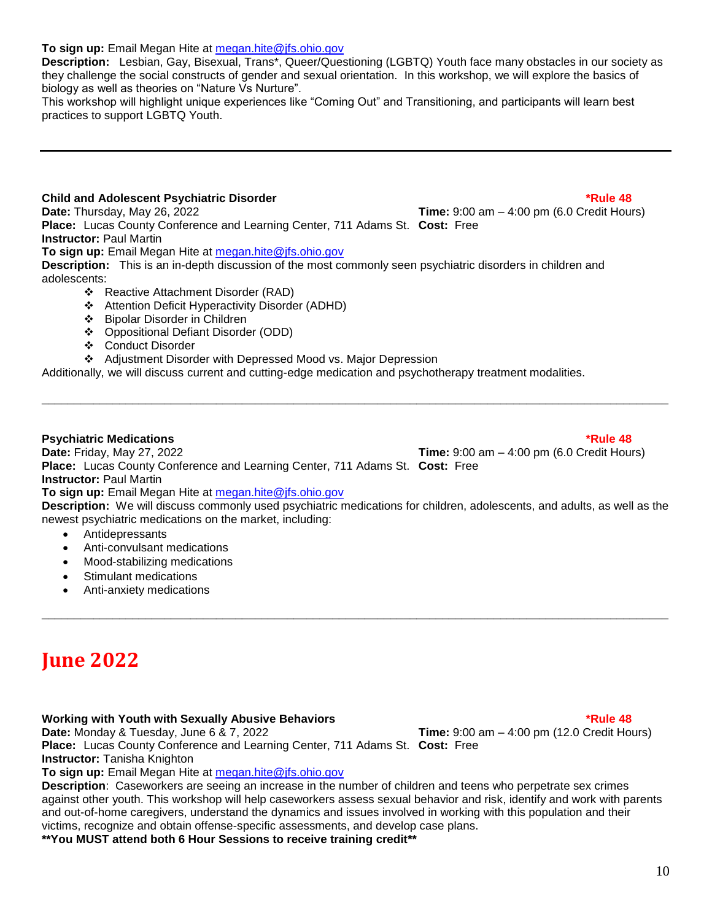**To sign up:** Email Megan Hite at megan.hite@jfs.ohio.gov
**Description:** Lesbian, Gay, Bisexual, Trans*, Queer/Questioning (LGBTQ) Youth face many obstacles in our society as they challenge the social constructs of gender and sexual orientation. In this workshop, we will explore the basics of biology as well as theories on "Nature Vs Nurture".
This workshop will highlight unique experiences like "Coming Out" and Transitioning, and participants will learn best practices to support LGBTQ Youth.

---

**Child and Adolescent Psychiatric Disorder** **\*Rule 48**
**Date:** Thursday, May 26, 2022
**Time:** 9:00 am – 4:00 pm (6.0 Credit Hours)
**Place:** Lucas County Conference and Learning Center, 711 Adams St.
**Cost:** Free
**Instructor:** Paul Martin
**To sign up:** Email Megan Hite at megan.hite@jfs.ohio.gov
**Description:** This is an in-depth discussion of the most commonly seen psychiatric disorders in children and adolescents:

- Reactive Attachment Disorder (RAD)
- Attention Deficit Hyperactivity Disorder (ADHD)
- Bipolar Disorder in Children
- Oppositional Defiant Disorder (ODD)
- Conduct Disorder
- Adjustment Disorder with Depressed Mood vs. Major Depression

Additionally, we will discuss current and cutting-edge medication and psychotherapy treatment modalities.

---

**Psychiatric Medications** **\*Rule 48**
**Date:** Friday, May 27, 2022
**Time:** 9:00 am – 4:00 pm (6.0 Credit Hours)
**Place:** Lucas County Conference and Learning Center, 711 Adams St.
**Cost:** Free
**Instructor:** Paul Martin
**To sign up:** Email Megan Hite at megan.hite@jfs.ohio.gov
**Description:** We will discuss commonly used psychiatric medications for children, adolescents, and adults, as well as the newest psychiatric medications on the market, including:

- Antidepressants
- Anti-convulsant medications
- Mood-stabilizing medications
- Stimulant medications
- Anti-anxiety medications

---

# June 2022

**Working with Youth with Sexually Abusive Behaviors** **\*Rule 48**
**Date:** Monday & Tuesday, June 6 & 7, 2022
**Time:** 9:00 am – 4:00 pm (12.0 Credit Hours)
**Place:** Lucas County Conference and Learning Center, 711 Adams St.
**Cost:** Free
**Instructor:** Tanisha Knighton
**To sign up:** Email Megan Hite at megan.hite@jfs.ohio.gov
**Description**: Caseworkers are seeing an increase in the number of children and teens who perpetrate sex crimes against other youth. This workshop will help caseworkers assess sexual behavior and risk, identify and work with parents and out-of-home caregivers, understand the dynamics and issues involved in working with this population and their victims, recognize and obtain offense-specific assessments, and develop case plans.
**\*\*You MUST attend both 6 Hour Sessions to receive training credit\*\***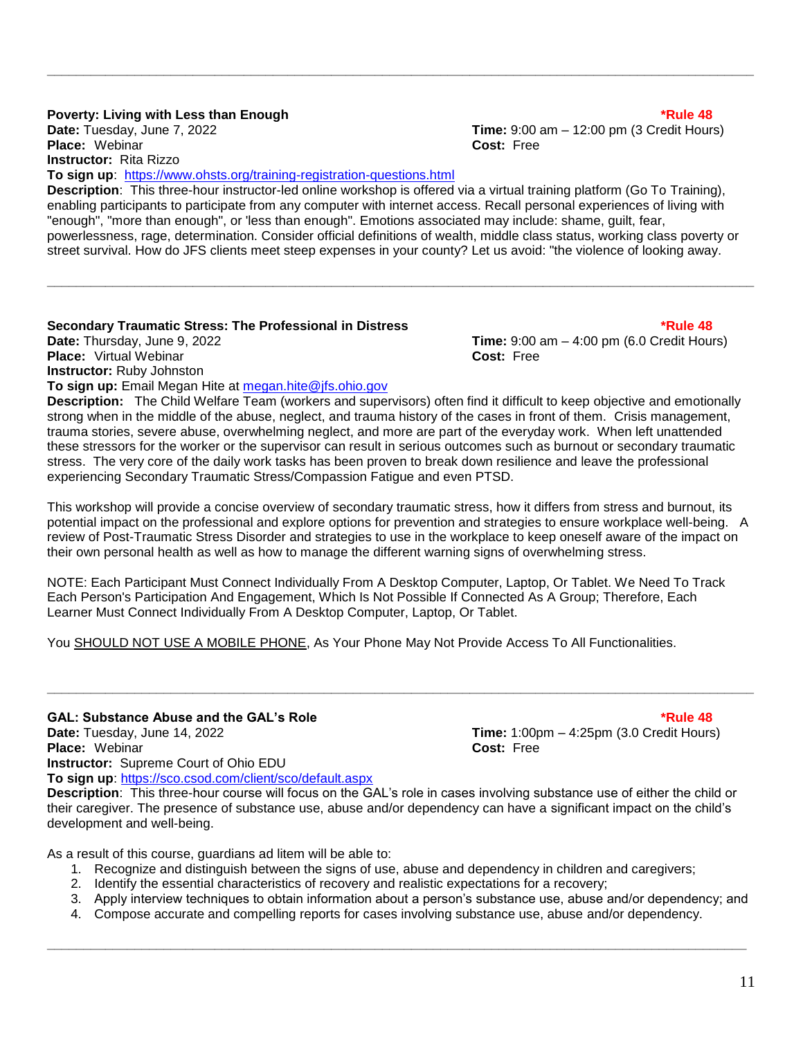---

**Poverty: Living with Less than Enough** **\*Rule 48**

**Date:** Tuesday, June 7, 2022
**Time:** 9:00 am – 12:00 pm (3 Credit Hours)
**Place:** Webinar
**Cost:** Free
**Instructor:** Rita Rizzo
**To sign up**: https://www.ohsts.org/training-registration-questions.html

**Description**: This three-hour instructor-led online workshop is offered via a virtual training platform (Go To Training), enabling participants to participate from any computer with internet access. Recall personal experiences of living with "enough", "more than enough", or 'less than enough". Emotions associated may include: shame, guilt, fear, powerlessness, rage, determination. Consider official definitions of wealth, middle class status, working class poverty or street survival. How do JFS clients meet steep expenses in your county? Let us avoid: "the violence of looking away.

---

**Secondary Traumatic Stress: The Professional in Distress** **\*Rule 48**

**Date:** Thursday, June 9, 2022
**Time:** 9:00 am – 4:00 pm (6.0 Credit Hours)
**Place:** Virtual Webinar
**Cost:** Free
**Instructor:** Ruby Johnston
**To sign up:** Email Megan Hite at megan.hite@jfs.ohio.gov

**Description:** The Child Welfare Team (workers and supervisors) often find it difficult to keep objective and emotionally strong when in the middle of the abuse, neglect, and trauma history of the cases in front of them. Crisis management, trauma stories, severe abuse, overwhelming neglect, and more are part of the everyday work. When left unattended these stressors for the worker or the supervisor can result in serious outcomes such as burnout or secondary traumatic stress. The very core of the daily work tasks has been proven to break down resilience and leave the professional experiencing Secondary Traumatic Stress/Compassion Fatigue and even PTSD.

This workshop will provide a concise overview of secondary traumatic stress, how it differs from stress and burnout, its potential impact on the professional and explore options for prevention and strategies to ensure workplace well-being. A review of Post-Traumatic Stress Disorder and strategies to use in the workplace to keep oneself aware of the impact on their own personal health as well as how to manage the different warning signs of overwhelming stress.

NOTE: Each Participant Must Connect Individually From A Desktop Computer, Laptop, Or Tablet. We Need To Track Each Person's Participation And Engagement, Which Is Not Possible If Connected As A Group; Therefore, Each Learner Must Connect Individually From A Desktop Computer, Laptop, Or Tablet.

You SHOULD NOT USE A MOBILE PHONE, As Your Phone May Not Provide Access To All Functionalities.

---

**GAL: Substance Abuse and the GAL's Role** **\*Rule 48**

**Date:** Tuesday, June 14, 2022
**Time:** 1:00pm – 4:25pm (3.0 Credit Hours)
**Place:** Webinar
**Cost:** Free
**Instructor:** Supreme Court of Ohio EDU
**To sign up**: https://sco.csod.com/client/sco/default.aspx

**Description**: This three-hour course will focus on the GAL's role in cases involving substance use of either the child or their caregiver. The presence of substance use, abuse and/or dependency can have a significant impact on the child's development and well-being.

As a result of this course, guardians ad litem will be able to:

1. Recognize and distinguish between the signs of use, abuse and dependency in children and caregivers;
2. Identify the essential characteristics of recovery and realistic expectations for a recovery;
3. Apply interview techniques to obtain information about a person's substance use, abuse and/or dependency; and
4. Compose accurate and compelling reports for cases involving substance use, abuse and/or dependency.

---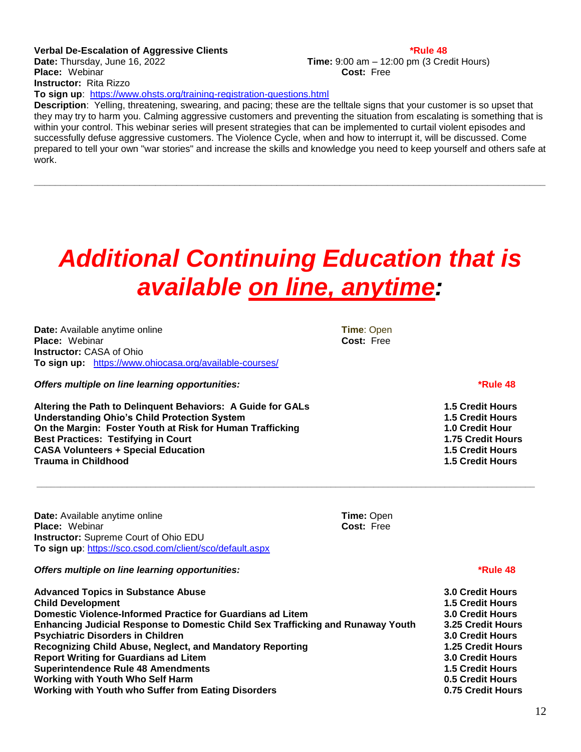**Verbal De-Escalation of Aggressive Clients** **\*Rule 48**

**Date:** Thursday, June 16, 2022 **Time:** 9:00 am – 12:00 pm (3 Credit Hours)

**Place:** Webinar **Cost:** Free

**Instructor:** Rita Rizzo

**To sign up**: https://www.ohsts.org/training-registration-questions.html

**Description**: Yelling, threatening, swearing, and pacing; these are the telltale signs that your customer is so upset that they may try to harm you. Calming aggressive customers and preventing the situation from escalating is something that is within your control. This webinar series will present strategies that can be implemented to curtail violent episodes and successfully defuse aggressive customers. The Violence Cycle, when and how to interrupt it, will be discussed. Come prepared to tell your own "war stories" and increase the skills and knowledge you need to keep yourself and others safe at work.

---

# *Additional Continuing Education that is available on line, anytime:*

**Date:** Available anytime online **Time**: Open

**Place:** Webinar **Cost:** Free

**Instructor:** CASA of Ohio

**To sign up:** https://www.ohiocasa.org/available-courses/

***Offers multiple on line learning opportunities:*** **\*Rule 48**

| Course | Credit Hours |
|---|---|
| **Altering the Path to Delinquent Behaviors: A Guide for GALs** | **1.5 Credit Hours** |
| **Understanding Ohio's Child Protection System** | **1.5 Credit Hours** |
| **On the Margin: Foster Youth at Risk for Human Trafficking** | **1.0 Credit Hour** |
| **Best Practices: Testifying in Court** | **1.75 Credit Hours** |
| **CASA Volunteers + Special Education** | **1.5 Credit Hours** |
| **Trauma in Childhood** | **1.5 Credit Hours** |

---

**Date:** Available anytime online **Time:** Open

**Place:** Webinar **Cost:** Free

**Instructor:** Supreme Court of Ohio EDU

**To sign up**: https://sco.csod.com/client/sco/default.aspx

***Offers multiple on line learning opportunities:*** **\*Rule 48**

| Course | Credit Hours |
|---|---|
| **Advanced Topics in Substance Abuse** | **3.0 Credit Hours** |
| **Child Development** | **1.5 Credit Hours** |
| **Domestic Violence-Informed Practice for Guardians ad Litem** | **3.0 Credit Hours** |
| **Enhancing Judicial Response to Domestic Child Sex Trafficking and Runaway Youth** | **3.25 Credit Hours** |
| **Psychiatric Disorders in Children** | **3.0 Credit Hours** |
| **Recognizing Child Abuse, Neglect, and Mandatory Reporting** | **1.25 Credit Hours** |
| **Report Writing for Guardians ad Litem** | **3.0 Credit Hours** |
| **Superintendence Rule 48 Amendments** | **1.5 Credit Hours** |
| **Working with Youth Who Self Harm** | **0.5 Credit Hours** |
| **Working with Youth who Suffer from Eating Disorders** | **0.75 Credit Hours** |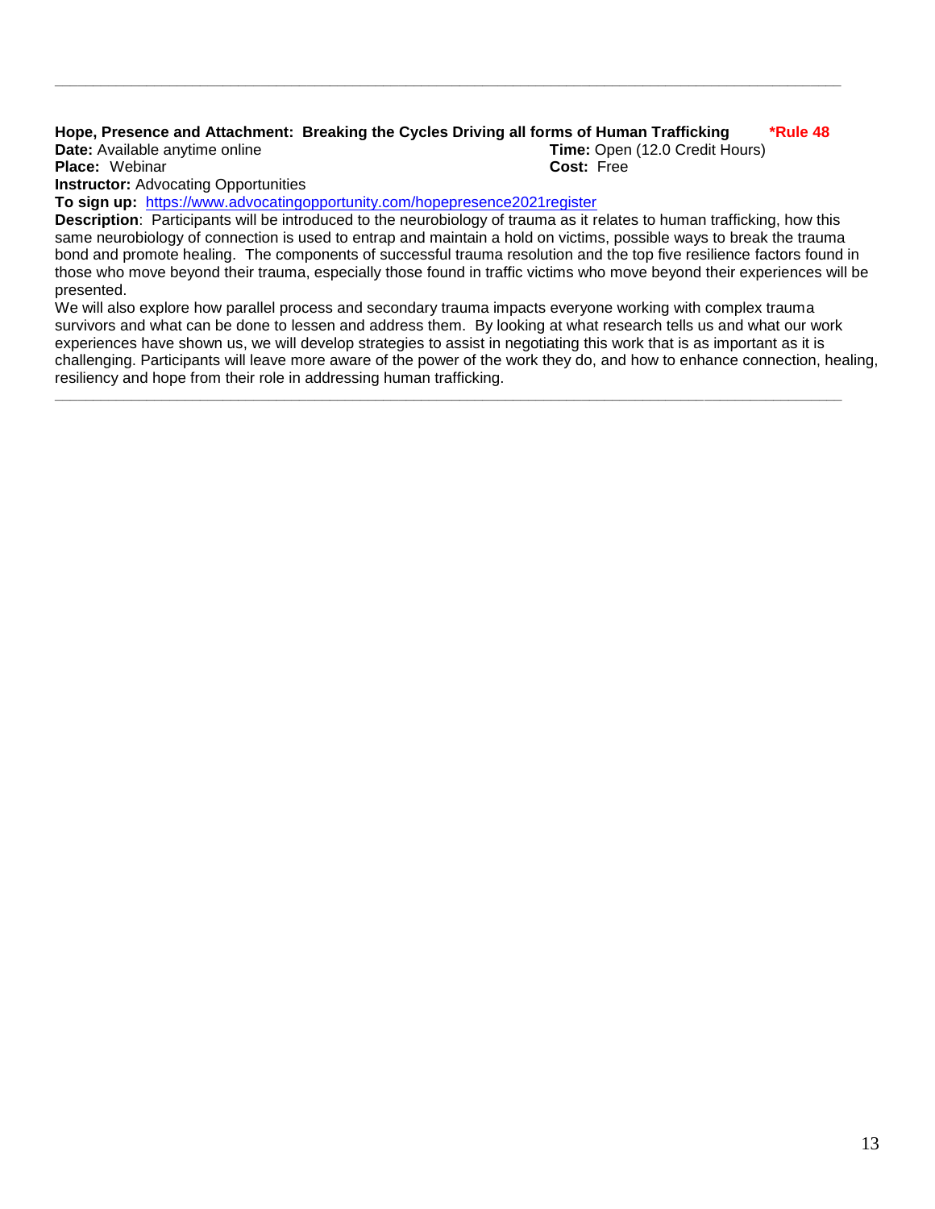---

**Hope, Presence and Attachment: Breaking the Cycles Driving all forms of Human Trafficking** ***Rule 48**

**Date:** Available anytime online
**Time:** Open (12.0 Credit Hours)
**Place:** Webinar
**Cost:** Free
**Instructor:** Advocating Opportunities
**To sign up:** https://www.advocatingopportunity.com/hopepresence2021register

**Description**: Participants will be introduced to the neurobiology of trauma as it relates to human trafficking, how this same neurobiology of connection is used to entrap and maintain a hold on victims, possible ways to break the trauma bond and promote healing. The components of successful trauma resolution and the top five resilience factors found in those who move beyond their trauma, especially those found in traffic victims who move beyond their experiences will be presented.

We will also explore how parallel process and secondary trauma impacts everyone working with complex trauma survivors and what can be done to lessen and address them. By looking at what research tells us and what our work experiences have shown us, we will develop strategies to assist in negotiating this work that is as important as it is challenging. Participants will leave more aware of the power of the work they do, and how to enhance connection, healing, resiliency and hope from their role in addressing human trafficking.

---